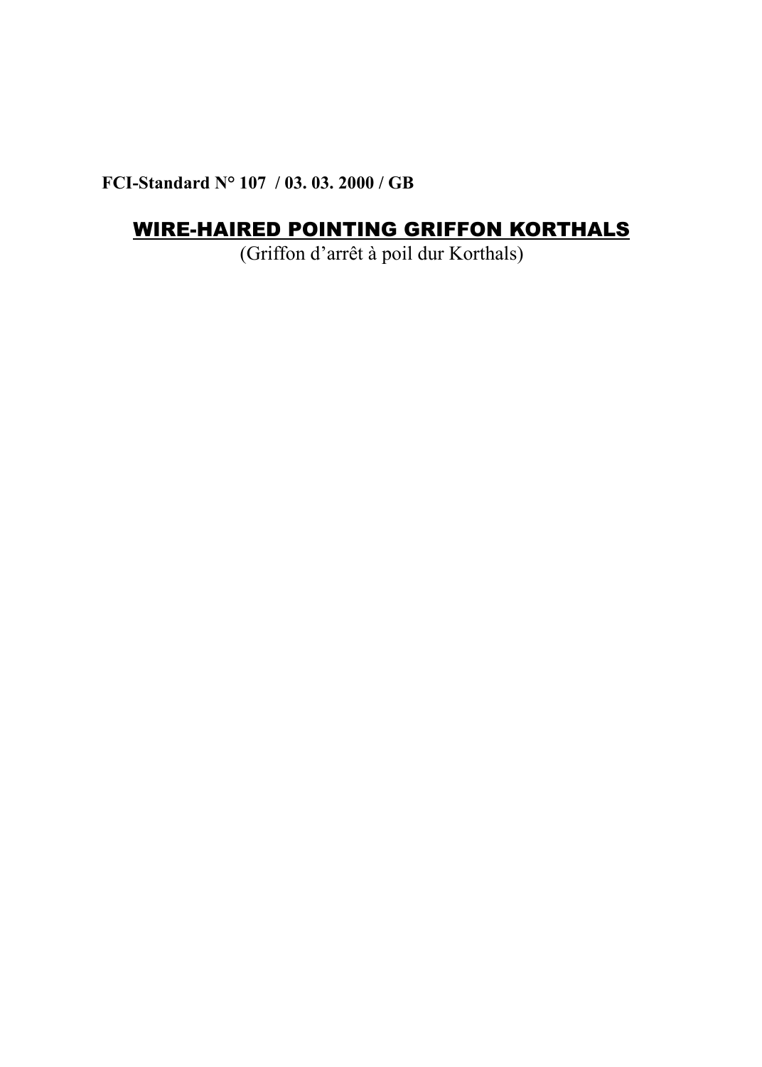**FCI-Standard N° 107 / 03. 03. 2000 / GB**

# WIRE-HAIRED POINTING GRIFFON KORTHALS

(Griffon d'arrêt à poil dur Korthals)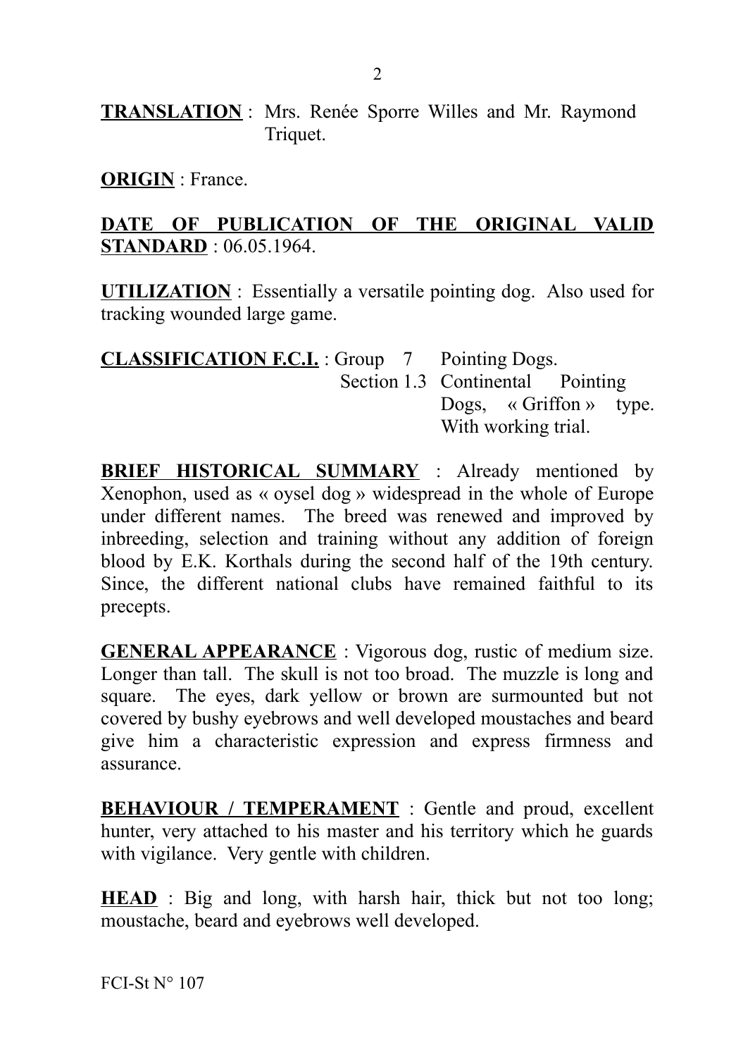**TRANSLATION** : Mrs. Renée Sporre Willes and Mr. Raymond Triquet.

**ORIGIN** : France.

**DATE OF PUBLICATION OF THE ORIGINAL VALID STANDARD** : 06.05.1964.

**UTILIZATION** : Essentially a versatile pointing dog. Also used for tracking wounded large game.

**CLASSIFICATION F.C.I.** : Group 7 Pointing Dogs.
Section 1.3 Continental Pointing Dogs, « Griffon » type.
With working trial.

**BRIEF HISTORICAL SUMMARY** : Already mentioned by Xenophon, used as « oysel dog » widespread in the whole of Europe under different names. The breed was renewed and improved by inbreeding, selection and training without any addition of foreign blood by E.K. Korthals during the second half of the 19th century. Since, the different national clubs have remained faithful to its precepts.

**GENERAL APPEARANCE** : Vigorous dog, rustic of medium size. Longer than tall. The skull is not too broad. The muzzle is long and square. The eyes, dark yellow or brown are surmounted but not covered by bushy eyebrows and well developed moustaches and beard give him a characteristic expression and express firmness and assurance.

**BEHAVIOUR / TEMPERAMENT** : Gentle and proud, excellent hunter, very attached to his master and his territory which he guards with vigilance. Very gentle with children.

**HEAD** : Big and long, with harsh hair, thick but not too long; moustache, beard and eyebrows well developed.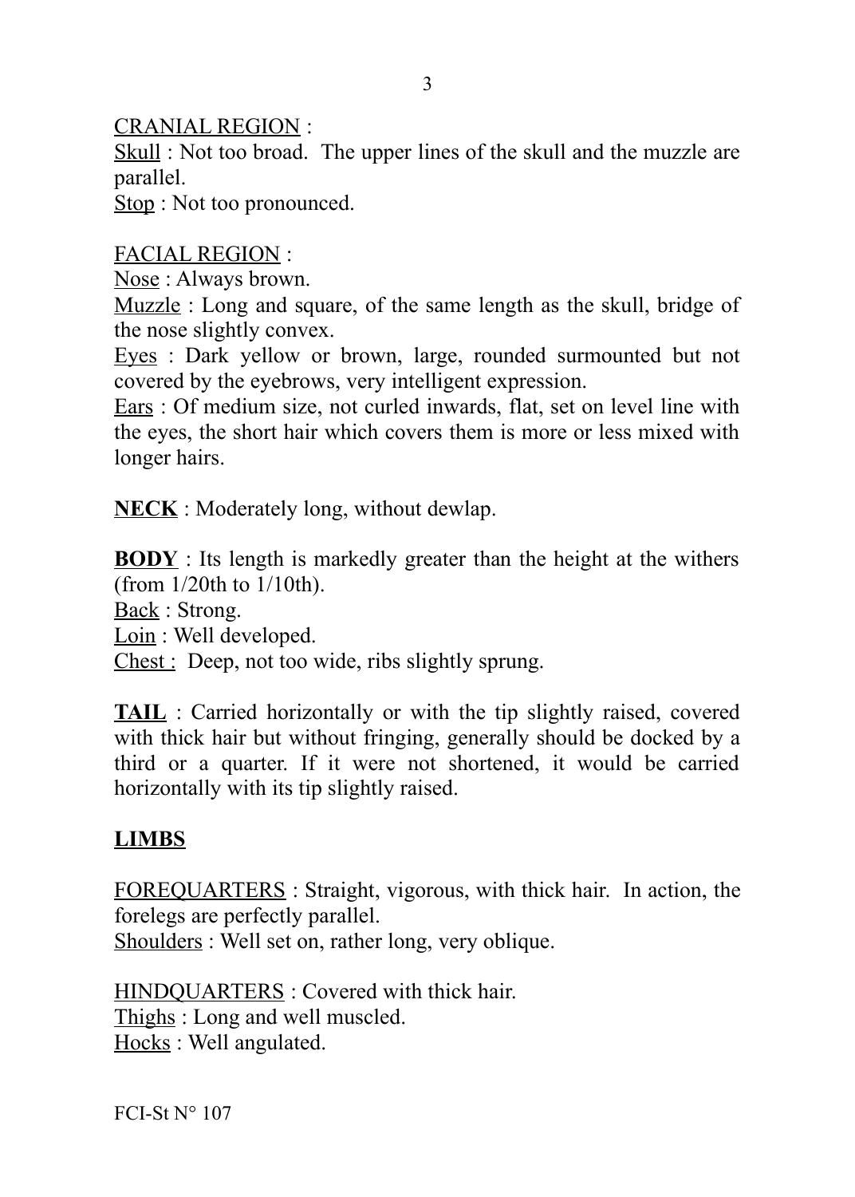<u>CRANIAL REGION</u> :

<u>Skull</u> : Not too broad. The upper lines of the skull and the muzzle are parallel.

<u>Stop</u> : Not too pronounced.

<u>FACIAL REGION</u> :

<u>Nose</u> : Always brown.

<u>Muzzle</u> : Long and square, of the same length as the skull, bridge of the nose slightly convex.

<u>Eyes</u> : Dark yellow or brown, large, rounded surmounted but not covered by the eyebrows, very intelligent expression.

<u>Ears</u> : Of medium size, not curled inwards, flat, set on level line with the eyes, the short hair which covers them is more or less mixed with longer hairs.

**<u>NECK</u>** : Moderately long, without dewlap.

**<u>BODY</u>** : Its length is markedly greater than the height at the withers (from 1/20th to 1/10th).

<u>Back</u> : Strong.

<u>Loin</u> : Well developed.

<u>Chest :</u> Deep, not too wide, ribs slightly sprung.

**<u>TAIL</u>** : Carried horizontally or with the tip slightly raised, covered with thick hair but without fringing, generally should be docked by a third or a quarter. If it were not shortened, it would be carried horizontally with its tip slightly raised.

## LIMBS

<u>FOREQUARTERS</u> : Straight, vigorous, with thick hair. In action, the forelegs are perfectly parallel.

<u>Shoulders</u> : Well set on, rather long, very oblique.

<u>HINDQUARTERS</u> : Covered with thick hair.

<u>Thighs</u> : Long and well muscled.

<u>Hocks</u> : Well angulated.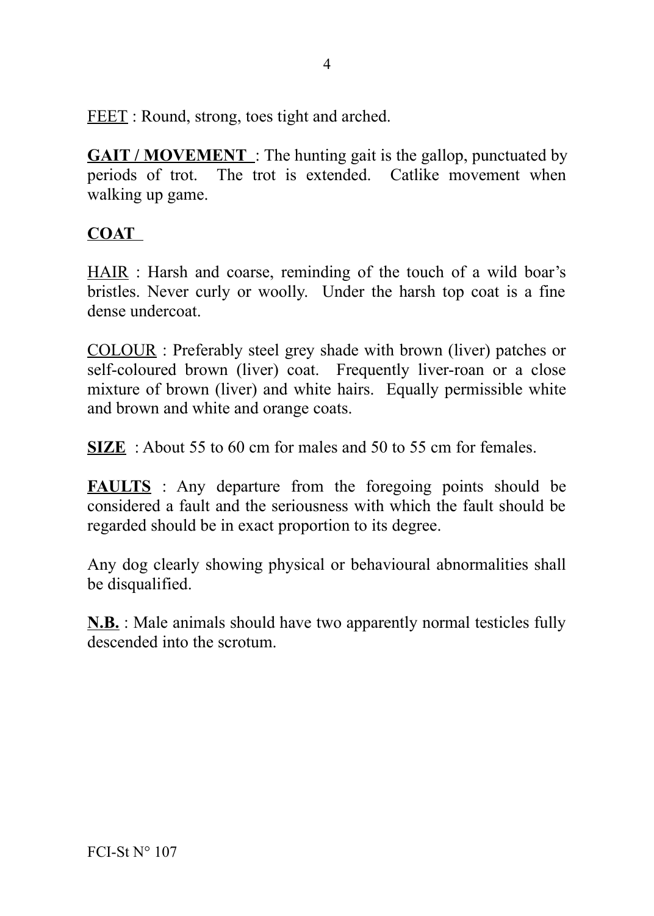FEET : Round, strong, toes tight and arched.

**GAIT / MOVEMENT** : The hunting gait is the gallop, punctuated by periods of trot. The trot is extended. Catlike movement when walking up game.

**COAT**

HAIR : Harsh and coarse, reminding of the touch of a wild boar's bristles. Never curly or woolly. Under the harsh top coat is a fine dense undercoat.

COLOUR : Preferably steel grey shade with brown (liver) patches or self-coloured brown (liver) coat. Frequently liver-roan or a close mixture of brown (liver) and white hairs. Equally permissible white and brown and white and orange coats.

**SIZE** : About 55 to 60 cm for males and 50 to 55 cm for females.

**FAULTS** : Any departure from the foregoing points should be considered a fault and the seriousness with which the fault should be regarded should be in exact proportion to its degree.

Any dog clearly showing physical or behavioural abnormalities shall be disqualified.

**N.B.** : Male animals should have two apparently normal testicles fully descended into the scrotum.